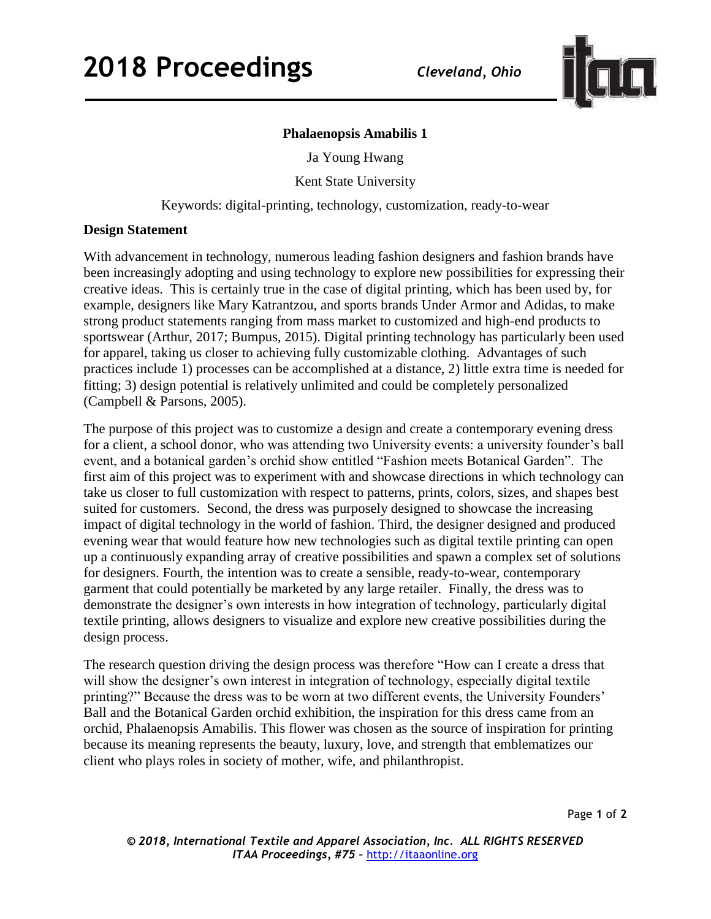# Phalaenopsis Amabilis 1

Ja Young Hwang

Kent State University

Keywords: digital-printing, technology, customization, ready-to-wear

## Design Statement

With advancement in technology, numerous leading fashion designers and fashion brands have been increasingly adopting and using technology to explore new possibilities for expressing their creative ideas. This is certainly true in the case of digital printing, which has been used by, for example, designers like Mary Katrantzou, and sports brands Under Armor and Adidas, to make strong product statements ranging from mass market to customized and high-end products to sportswear (Arthur, 2017; Bumpus, 2015). Digital printing technology has particularly been used for apparel, taking us closer to achieving fully customizable clothing. Advantages of such practices include 1) processes can be accomplished at a distance, 2) little extra time is needed for fitting; 3) design potential is relatively unlimited and could be completely personalized (Campbell & Parsons, 2005).

The purpose of this project was to customize a design and create a contemporary evening dress for a client, a school donor, who was attending two University events: a university founder's ball event, and a botanical garden's orchid show entitled "Fashion meets Botanical Garden". The first aim of this project was to experiment with and showcase directions in which technology can take us closer to full customization with respect to patterns, prints, colors, sizes, and shapes best suited for customers. Second, the dress was purposely designed to showcase the increasing impact of digital technology in the world of fashion. Third, the designer designed and produced evening wear that would feature how new technologies such as digital textile printing can open up a continuously expanding array of creative possibilities and spawn a complex set of solutions for designers. Fourth, the intention was to create a sensible, ready-to-wear, contemporary garment that could potentially be marketed by any large retailer. Finally, the dress was to demonstrate the designer's own interests in how integration of technology, particularly digital textile printing, allows designers to visualize and explore new creative possibilities during the design process.

The research question driving the design process was therefore "How can I create a dress that will show the designer's own interest in integration of technology, especially digital textile printing?" Because the dress was to be worn at two different events, the University Founders' Ball and the Botanical Garden orchid exhibition, the inspiration for this dress came from an orchid, Phalaenopsis Amabilis. This flower was chosen as the source of inspiration for printing because its meaning represents the beauty, luxury, love, and strength that emblematizes our client who plays roles in society of mother, wife, and philanthropist.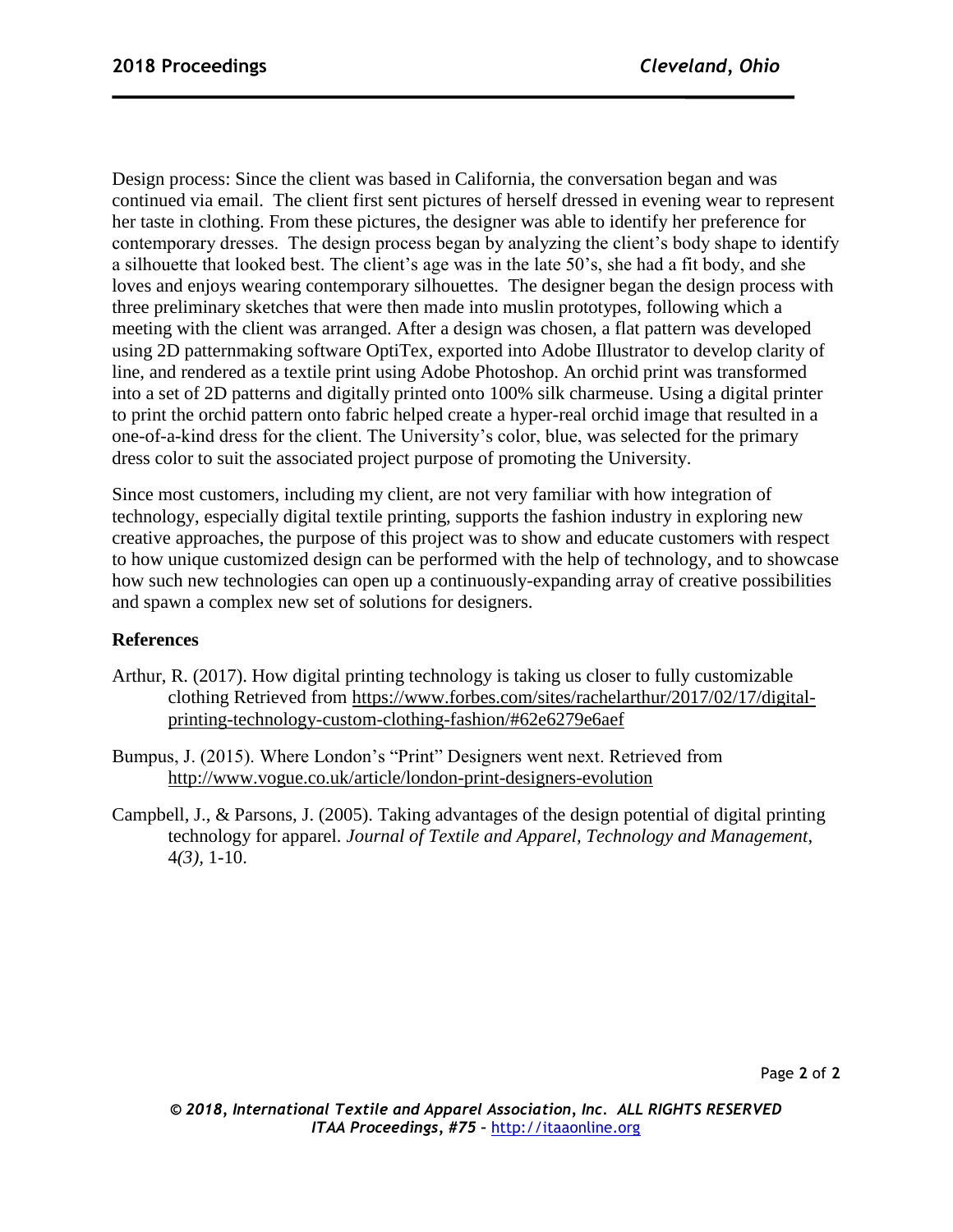Design process: Since the client was based in California, the conversation began and was continued via email. The client first sent pictures of herself dressed in evening wear to represent her taste in clothing. From these pictures, the designer was able to identify her preference for contemporary dresses. The design process began by analyzing the client's body shape to identify a silhouette that looked best. The client's age was in the late 50's, she had a fit body, and she loves and enjoys wearing contemporary silhouettes. The designer began the design process with three preliminary sketches that were then made into muslin prototypes, following which a meeting with the client was arranged. After a design was chosen, a flat pattern was developed using 2D patternmaking software OptiTex, exported into Adobe Illustrator to develop clarity of line, and rendered as a textile print using Adobe Photoshop. An orchid print was transformed into a set of 2D patterns and digitally printed onto 100% silk charmeuse. Using a digital printer to print the orchid pattern onto fabric helped create a hyper-real orchid image that resulted in a one-of-a-kind dress for the client. The University's color, blue, was selected for the primary dress color to suit the associated project purpose of promoting the University.

Since most customers, including my client, are not very familiar with how integration of technology, especially digital textile printing, supports the fashion industry in exploring new creative approaches, the purpose of this project was to show and educate customers with respect to how unique customized design can be performed with the help of technology, and to showcase how such new technologies can open up a continuously-expanding array of creative possibilities and spawn a complex new set of solutions for designers.

**References**

Arthur, R. (2017). How digital printing technology is taking us closer to fully customizable clothing Retrieved from https://www.forbes.com/sites/rachelarthur/2017/02/17/digital-printing-technology-custom-clothing-fashion/#62e6279e6aef

Bumpus, J. (2015). Where London's "Print" Designers went next. Retrieved from http://www.vogue.co.uk/article/london-print-designers-evolution

Campbell, J., & Parsons, J. (2005). Taking advantages of the design potential of digital printing technology for apparel. *Journal of Textile and Apparel, Technology and Management*, 4*(3)*, 1-10.